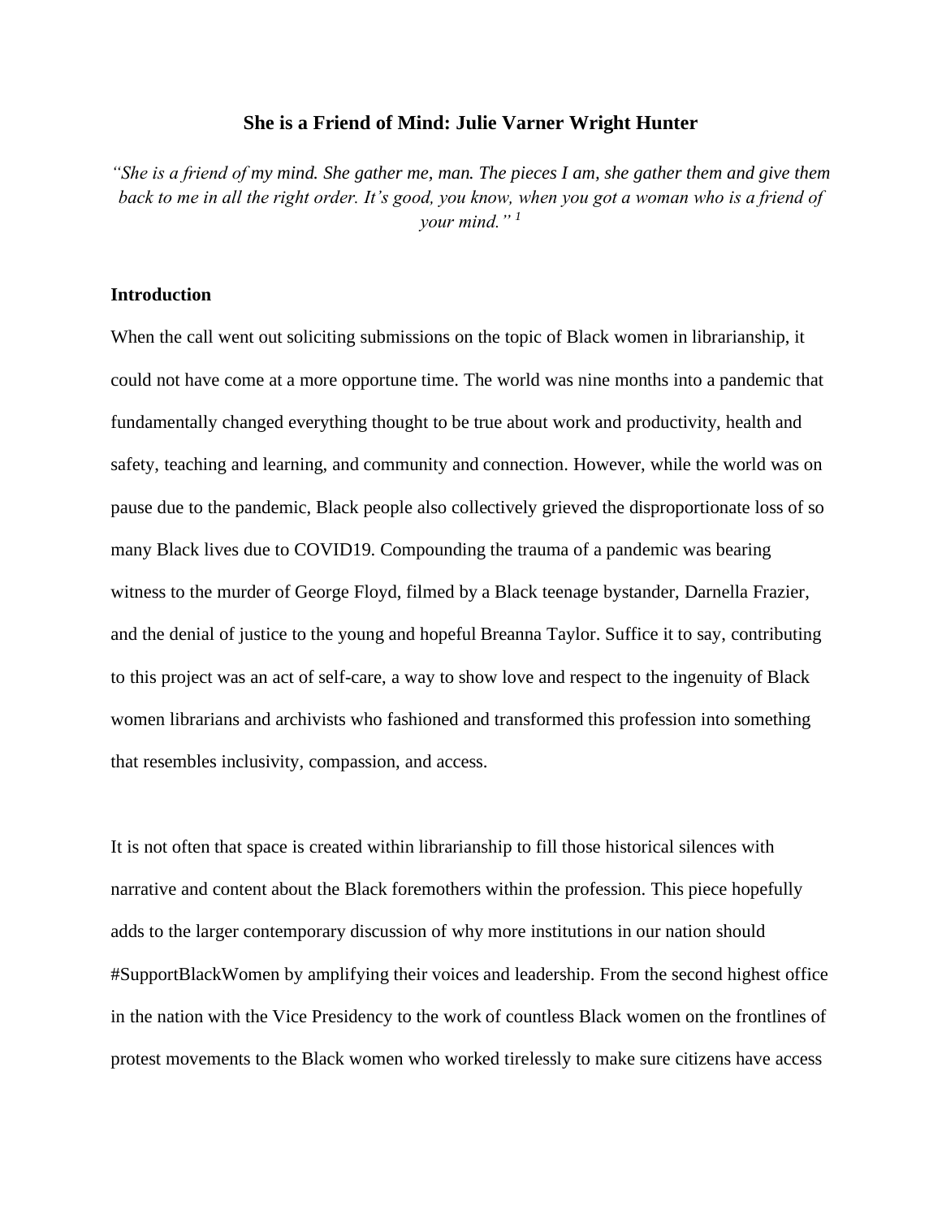# She is a Friend of Mind: Julie Varner Wright Hunter

*"She is a friend of my mind. She gather me, man. The pieces I am, she gather them and give them back to me in all the right order. It's good, you know, when you got a woman who is a friend of your mind."* [1]

## Introduction

When the call went out soliciting submissions on the topic of Black women in librarianship, it could not have come at a more opportune time. The world was nine months into a pandemic that fundamentally changed everything thought to be true about work and productivity, health and safety, teaching and learning, and community and connection. However, while the world was on pause due to the pandemic, Black people also collectively grieved the disproportionate loss of so many Black lives due to COVID19. Compounding the trauma of a pandemic was bearing witness to the murder of George Floyd, filmed by a Black teenage bystander, Darnella Frazier, and the denial of justice to the young and hopeful Breanna Taylor. Suffice it to say, contributing to this project was an act of self-care, a way to show love and respect to the ingenuity of Black women librarians and archivists who fashioned and transformed this profession into something that resembles inclusivity, compassion, and access.

It is not often that space is created within librarianship to fill those historical silences with narrative and content about the Black foremothers within the profession. This piece hopefully adds to the larger contemporary discussion of why more institutions in our nation should #SupportBlackWomen by amplifying their voices and leadership. From the second highest office in the nation with the Vice Presidency to the work of countless Black women on the frontlines of protest movements to the Black women who worked tirelessly to make sure citizens have access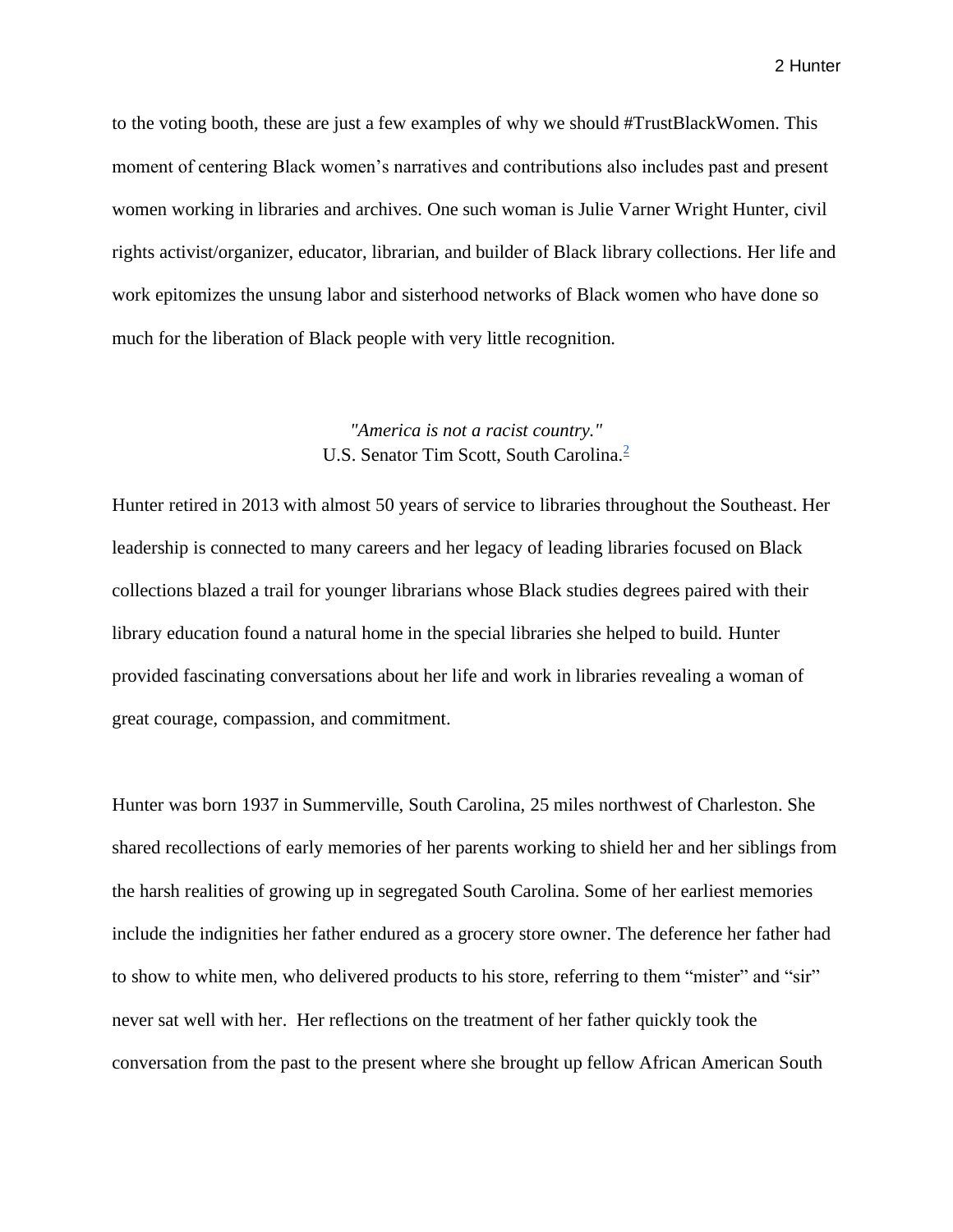to the voting booth, these are just a few examples of why we should #TrustBlackWomen. This moment of centering Black women's narratives and contributions also includes past and present women working in libraries and archives. One such woman is Julie Varner Wright Hunter, civil rights activist/organizer, educator, librarian, and builder of Black library collections. Her life and work epitomizes the unsung labor and sisterhood networks of Black women who have done so much for the liberation of Black people with very little recognition.

*"America is not a racist country."*
U.S. Senator Tim Scott, South Carolina.[2]

Hunter retired in 2013 with almost 50 years of service to libraries throughout the Southeast. Her leadership is connected to many careers and her legacy of leading libraries focused on Black collections blazed a trail for younger librarians whose Black studies degrees paired with their library education found a natural home in the special libraries she helped to build. Hunter provided fascinating conversations about her life and work in libraries revealing a woman of great courage, compassion, and commitment.

Hunter was born 1937 in Summerville, South Carolina, 25 miles northwest of Charleston. She shared recollections of early memories of her parents working to shield her and her siblings from the harsh realities of growing up in segregated South Carolina. Some of her earliest memories include the indignities her father endured as a grocery store owner. The deference her father had to show to white men, who delivered products to his store, referring to them "mister" and "sir" never sat well with her. Her reflections on the treatment of her father quickly took the conversation from the past to the present where she brought up fellow African American South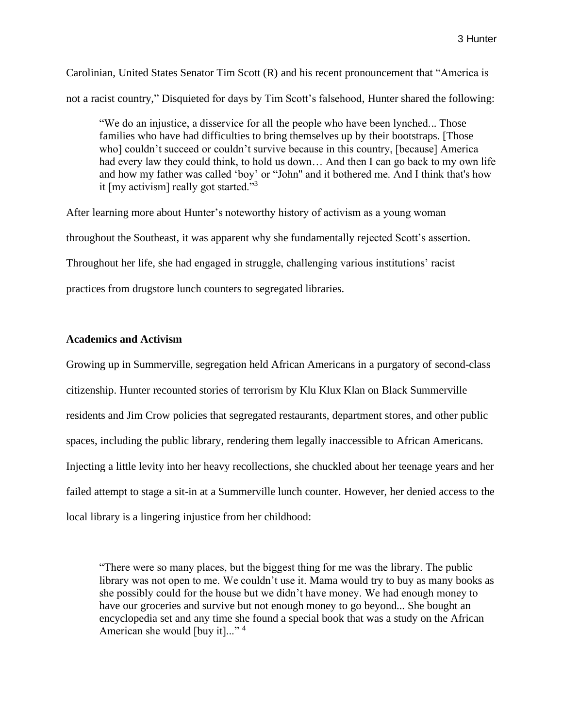Carolinian, United States Senator Tim Scott (R) and his recent pronouncement that "America is not a racist country," Disquieted for days by Tim Scott's falsehood, Hunter shared the following:

> "We do an injustice, a disservice for all the people who have been lynched... Those families who have had difficulties to bring themselves up by their bootstraps. [Those who] couldn't succeed or couldn't survive because in this country, [because] America had every law they could think, to hold us down… And then I can go back to my own life and how my father was called 'boy' or "John" and it bothered me. And I think that's how it [my activism] really got started."[3]

After learning more about Hunter's noteworthy history of activism as a young woman throughout the Southeast, it was apparent why she fundamentally rejected Scott's assertion. Throughout her life, she had engaged in struggle, challenging various institutions' racist practices from drugstore lunch counters to segregated libraries.

**Academics and Activism**

Growing up in Summerville, segregation held African Americans in a purgatory of second-class citizenship. Hunter recounted stories of terrorism by Klu Klux Klan on Black Summerville residents and Jim Crow policies that segregated restaurants, department stores, and other public spaces, including the public library, rendering them legally inaccessible to African Americans. Injecting a little levity into her heavy recollections, she chuckled about her teenage years and her failed attempt to stage a sit-in at a Summerville lunch counter. However, her denied access to the local library is a lingering injustice from her childhood:

> "There were so many places, but the biggest thing for me was the library. The public library was not open to me. We couldn't use it. Mama would try to buy as many books as she possibly could for the house but we didn't have money. We had enough money to have our groceries and survive but not enough money to go beyond... She bought an encyclopedia set and any time she found a special book that was a study on the African American she would [buy it]..." [4]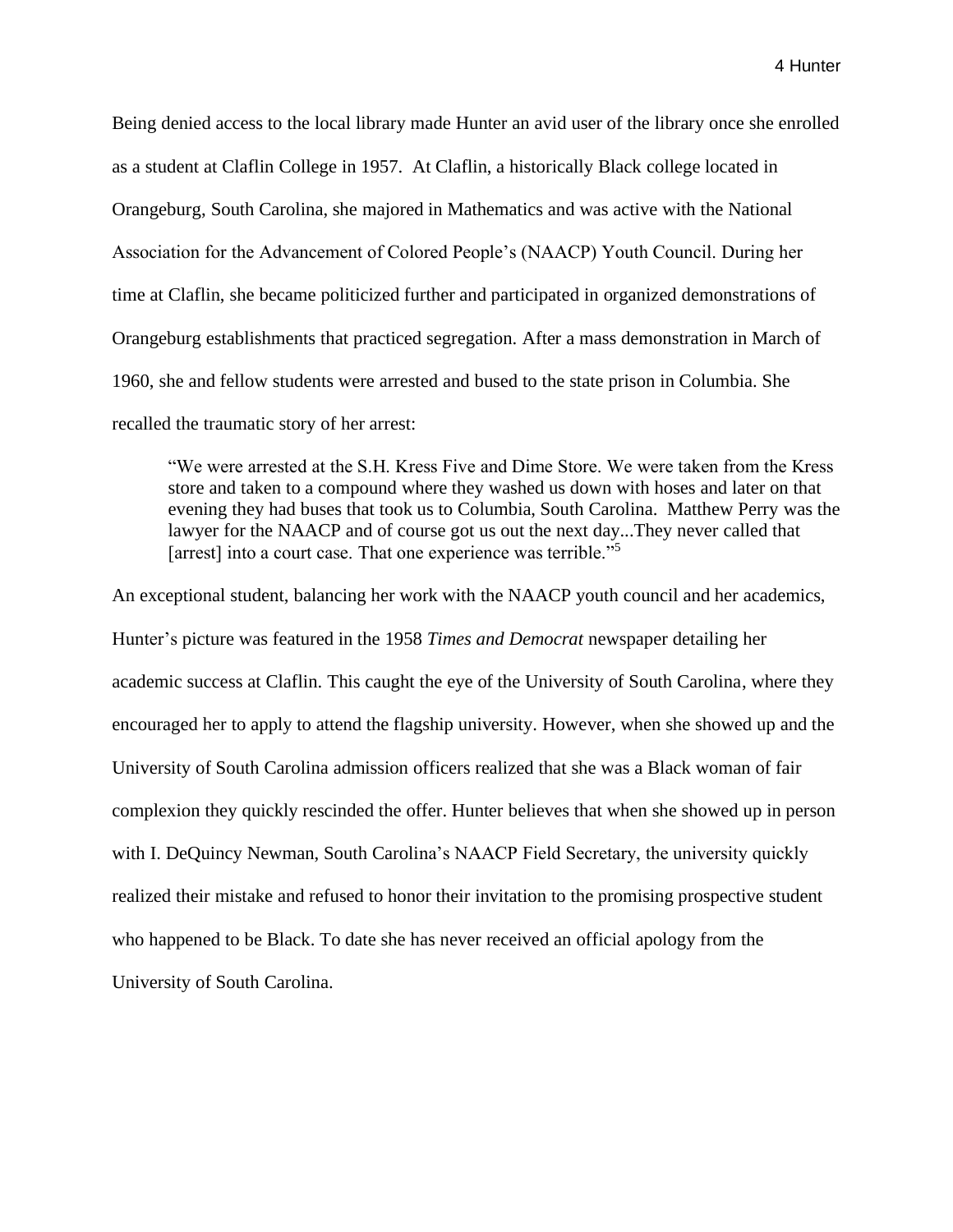Being denied access to the local library made Hunter an avid user of the library once she enrolled as a student at Claflin College in 1957. At Claflin, a historically Black college located in Orangeburg, South Carolina, she majored in Mathematics and was active with the National Association for the Advancement of Colored People's (NAACP) Youth Council. During her time at Claflin, she became politicized further and participated in organized demonstrations of Orangeburg establishments that practiced segregation. After a mass demonstration in March of 1960, she and fellow students were arrested and bused to the state prison in Columbia. She recalled the traumatic story of her arrest:

> "We were arrested at the S.H. Kress Five and Dime Store. We were taken from the Kress store and taken to a compound where they washed us down with hoses and later on that evening they had buses that took us to Columbia, South Carolina. Matthew Perry was the lawyer for the NAACP and of course got us out the next day...They never called that [arrest] into a court case. That one experience was terrible."[5]

An exceptional student, balancing her work with the NAACP youth council and her academics, Hunter's picture was featured in the 1958 *Times and Democrat* newspaper detailing her academic success at Claflin. This caught the eye of the University of South Carolina, where they encouraged her to apply to attend the flagship university. However, when she showed up and the University of South Carolina admission officers realized that she was a Black woman of fair complexion they quickly rescinded the offer. Hunter believes that when she showed up in person with I. DeQuincy Newman, South Carolina's NAACP Field Secretary, the university quickly realized their mistake and refused to honor their invitation to the promising prospective student who happened to be Black. To date she has never received an official apology from the University of South Carolina.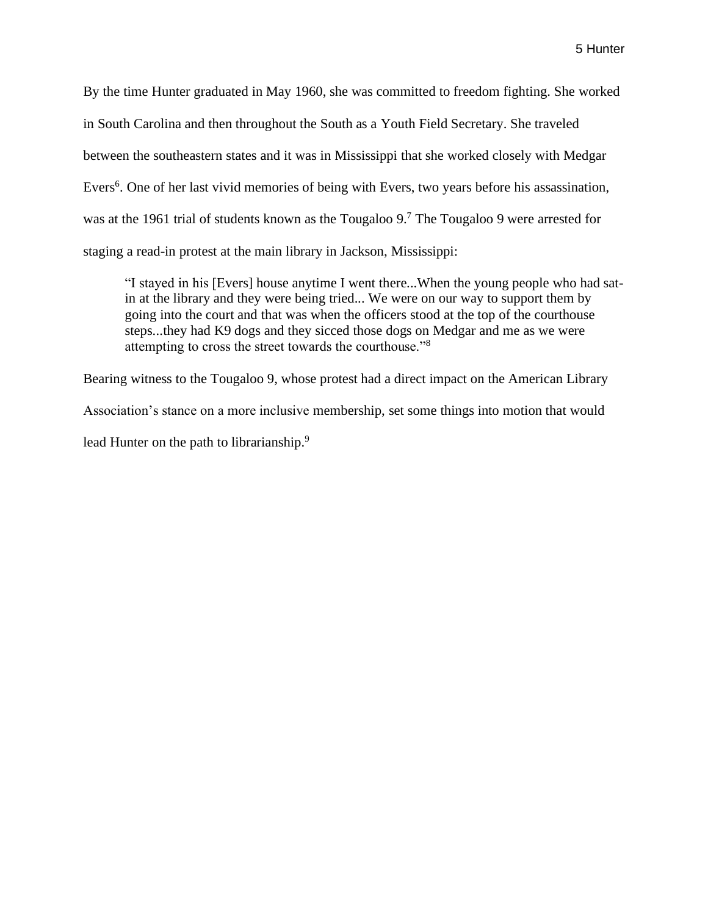By the time Hunter graduated in May 1960, she was committed to freedom fighting. She worked in South Carolina and then throughout the South as a Youth Field Secretary. She traveled between the southeastern states and it was in Mississippi that she worked closely with Medgar Evers[6]. One of her last vivid memories of being with Evers, two years before his assassination, was at the 1961 trial of students known as the Tougaloo 9.[7] The Tougaloo 9 were arrested for staging a read-in protest at the main library in Jackson, Mississippi:

> "I stayed in his [Evers] house anytime I went there...When the young people who had sat-in at the library and they were being tried... We were on our way to support them by going into the court and that was when the officers stood at the top of the courthouse steps...they had K9 dogs and they sicced those dogs on Medgar and me as we were attempting to cross the street towards the courthouse."[8]

Bearing witness to the Tougaloo 9, whose protest had a direct impact on the American Library Association's stance on a more inclusive membership, set some things into motion that would lead Hunter on the path to librarianship.[9]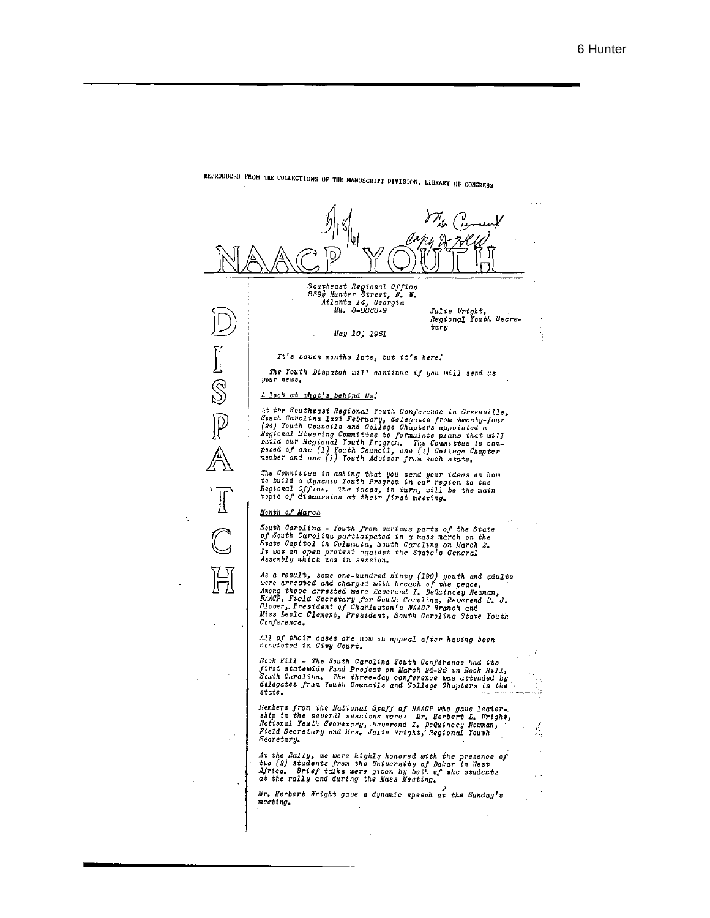REPRODUCED FROM THE COLLECTIONS OF THE MANUSCRIPT DIVISION, LIBRARY OF CONGRESS

5/18/61

No Comment

Copy to file

# NAACP YOUTH DISPATCH

*Southeast Regional Office*
*859½ Hunter Street, N. W.*
*Atlanta 14, Georgia*
*Mu. 8-8868-9*

*Julie Wright,*
*Regional Youth Secretary*

*May 10, 1961*

*It's seven months late, but it's here!*

*The Youth Dispatch will continue if you will send us your news.*

*A look at what's behind Us!*

*At the Southeast Regional Youth Conference in Greenville, South Carolina last February, delegates from twenty-four (24) Youth Councils and College Chapters appointed a Regional Steering Committee to formulate plans that will build our Regional Youth Program. The Committee is composed of one (1) Youth Council, one (1) College Chapter member and one (1) Youth Advisor from each state.*

*The Committee is asking that you send your ideas on how to build a dynamic Youth Program in our region to the Regional Office. The ideas, in turn, will be the main topic of discussion at their first meeting.*

*Month of March*

*South Carolina - Youth from various parts of the State of South Carolina participated in a mass march on the State Capitol in Columbia, South Carolina on March 2. It was an open protest against the State's General Assembly which was in session.*

*As a result, some one-hundred ninty (190) youth and adults were arrested and charged with breach of the peace. Among those arrested were Reverend I. DeQuincey Newman, NAACP, Field Secretary for South Carolina, Reverend B. J. Glover, President of Charleston's NAACP Branch and Miss Leola Clement, President, South Carolina State Youth Conference.*

*All of their cases are now on appeal after having been convicted in City Court.*

*Rock Hill - The South Carolina Youth Conference had its first statewide Fund Project on March 24-26 in Rock Hill, South Carolina. The three-day conference was attended by delegates from Youth Councils and College Chapters in the state.*

*Members from the National Staff of NAACP who gave leadership in the several sessions were: Mr. Herbert L. Wright, National Youth Secretary, Reverend I. DeQuincey Newman, Field Secretary and Mrs. Julie Wright, Regional Youth Secretary.*

*At the Rally, we were highly honored with the presence of two (2) students from the University of Dakar in West Africa. Brief talks were given by both of the students at the rally and during the Mass Meeting.*

*Mr. Herbert Wright gave a dynamic speech at the Sunday's meeting.*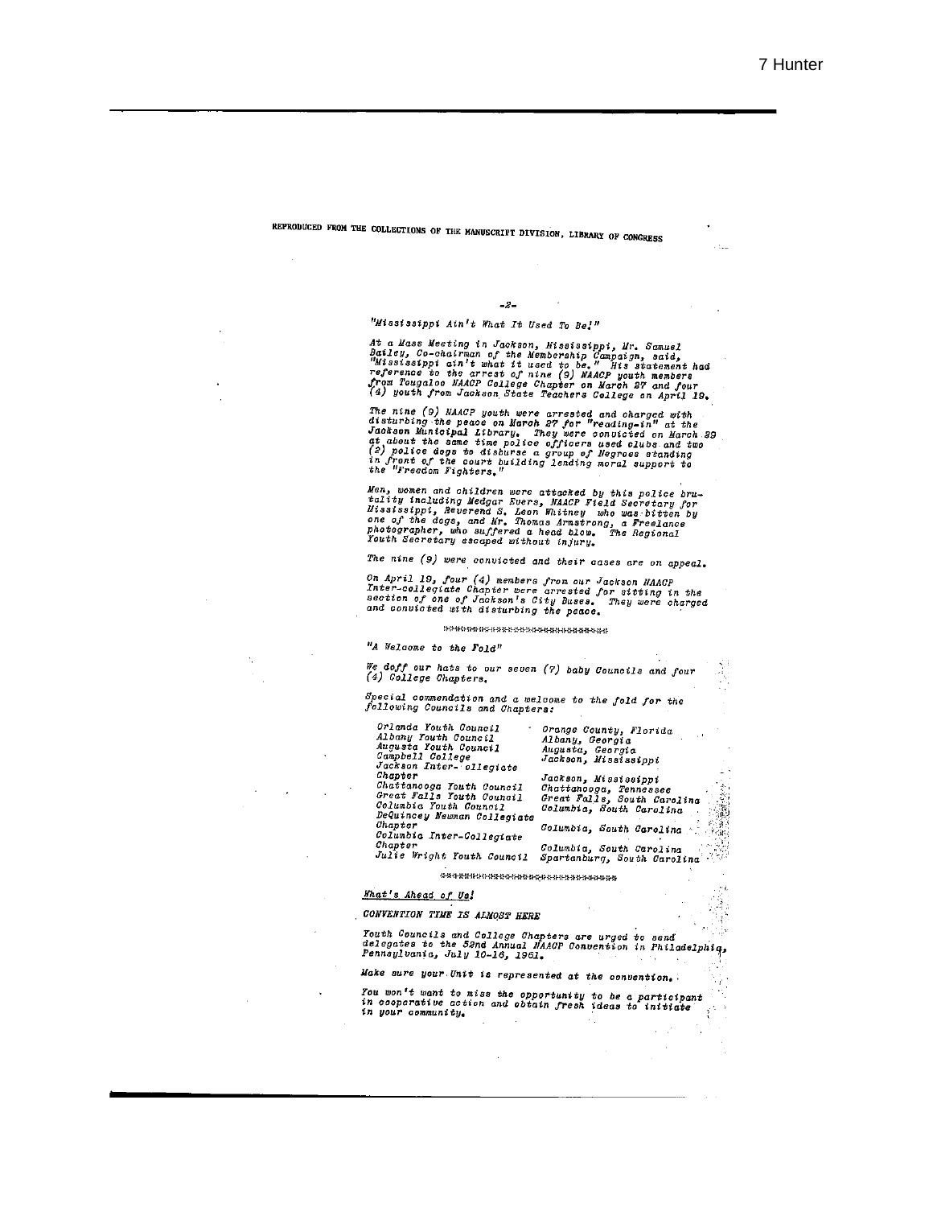REPRODUCED FROM THE COLLECTIONS OF THE MANUSCRIPT DIVISION, LIBRARY OF CONGRESS

-2-

*"Mississippi Ain't What It Used To Be!"*

*At a Mass Meeting in Jackson, Mississippi, Mr. Samuel Bailey, Co-chairman of the Membership Campaign, said, "Mississippi ain't what it used to be." His statement had reference to the arrest of nine (9) NAACP youth members from Tougaloo NAACP College Chapter on March 27 and four (4) youth from Jackson State Teachers College on April 19.*

*The nine (9) NAACP youth were arrested and charged with disturbing the peace on March 27 for "reading-in" at the Jackson Municipal Library. They were convicted on March 29 at about the same time police officers used clubs and two (2) police dogs to disburse a group of Negroes standing in front of the court building lending moral support to the "Freedom Fighters."*

*Men, women and children were attacked by this police brutality including Medgar Evers, NAACP Field Secretary for Mississippi, Reverend S. Leon Whitney who was bitten by one of the dogs, and Mr. Thomas Armstrong, a Freelance photographer, who suffered a head blow. The Regional Youth Secretary escaped without injury.*

*The nine (9) were convicted and their cases are on appeal.*

*On April 19, four (4) members from our Jackson NAACP Inter-collegiate Chapter were arrested for sitting in the section of one of Jackson's City Buses. They were charged and convicted with disturbing the peace.*

\*\*\*\*\*\*\*\*\*\*\*\*\*\*\*\*\*\*\*\*\*\*\*\*\*\*\*\*\*

*"A Welcome to the Fold"*

*We doff our hats to our seven (7) baby Councils and four (4) College Chapters.*

*Special commendation and a welcome to the fold for the following Councils and Chapters:*

| | |
|---|---|
| *Orlando Youth Council* | *Orange County, Florida* |
| *Albany Youth Council* | *Albany, Georgia* |
| *Augusta Youth Council* | *Augusta, Georgia* |
| *Campbell College* | *Jackson, Mississippi* |
| *Jackson Inter- ollegiate Chapter* | *Jackson, Mississippi* |
| *Chattanooga Youth Council* | *Chattanooga, Tennessee* |
| *Great Falls Youth Council* | *Great Falls, South Carolina* |
| *Columbia Youth Council* | *Columbia, South Carolina* |
| *DeQuincey Newman Collegiate Chapter* | *Columbia, South Carolina* |
| *Columbia Inter-Collegiate Chapter* | *Columbia, South Carolina* |
| *Julie Wright Youth Council* | *Spartanburg, South Carolina* |

\*\*\*\*\*\*\*\*\*\*\*\*\*\*\*\*\*\*\*\*\*\*\*\*\*\*\*\*\*

***What's Ahead of Us!***

*CONVENTION TIME IS ALMOST HERE*

*Youth Councils and College Chapters are urged to send delegates to the 52nd Annual NAACP Convention in Philadelphia, Pennsylvania, July 10-16, 1961.*

*Make sure your Unit is represented at the convention.*

*You won't want to miss the opportunity to be a participant in cooperative action and obtain fresh ideas to initiate in your community.*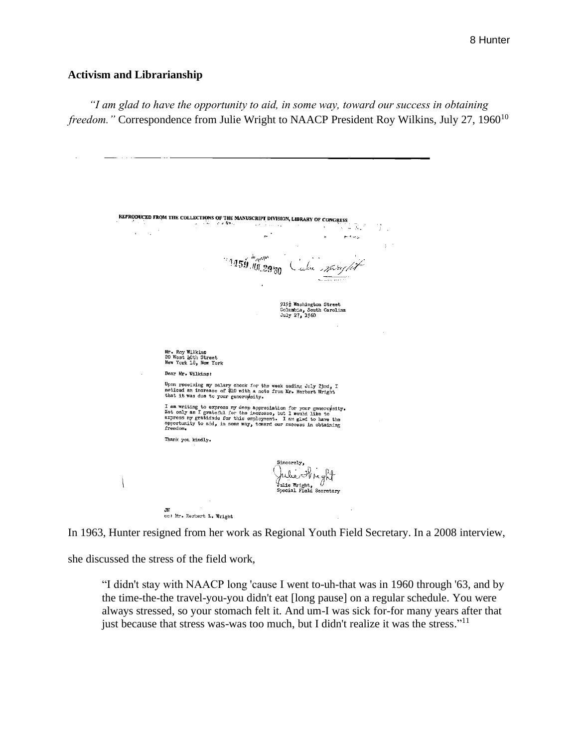### Activism and Librarianship

*"I am glad to have the opportunity to aid, in some way, toward our success in obtaining freedom."* Correspondence from Julie Wright to NAACP President Roy Wilkins, July 27, 1960[10]

REPRODUCED FROM THE COLLECTIONS OF THE MANUSCRIPT DIVISION, LIBRARY OF CONGRESS

1959 JUL 29 '60 Julie Wright

919½ Washington Street
Columbia, South Carolina
July 27, 1960

Mr. Roy Wilkins
20 West 40th Street
New York 18, New York

Dear Mr. Wilkins:

Upon receiving my salary check for the week ending July 23rd, I noticed an increase of $10 with a note from Mr. Herbert Wright that it was due to your generosity.

I am writing to express my deep appreciation for your generosity. Not only am I grateful for the increase, but I would like to express my gratitude for this employment. I am glad to have the opportunity to aid, in some way, toward our success in obtaining freedom.

Thank you kindly.

Sincerely,
Julie Wright
Julie Wright,
Special Field Secretary

JW
cc: Mr. Herbert L. Wright

In 1963, Hunter resigned from her work as Regional Youth Field Secretary. In a 2008 interview, she discussed the stress of the field work,

> "I didn't stay with NAACP long 'cause I went to-uh-that was in 1960 through '63, and by the time-the-the travel-you-you didn't eat [long pause] on a regular schedule. You were always stressed, so your stomach felt it. And um-I was sick for-for many years after that just because that stress was-was too much, but I didn't realize it was the stress."[11]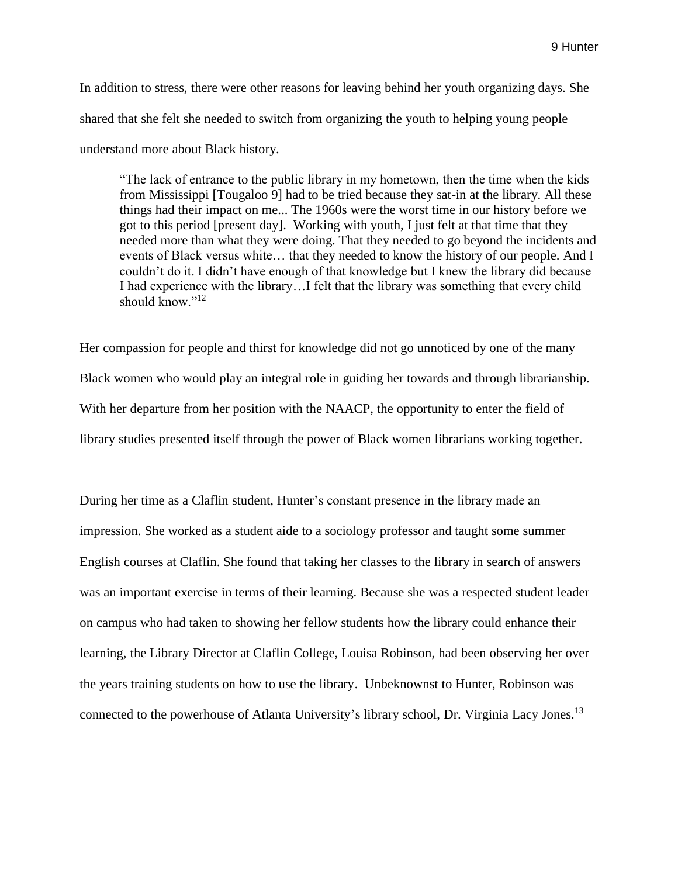In addition to stress, there were other reasons for leaving behind her youth organizing days. She shared that she felt she needed to switch from organizing the youth to helping young people understand more about Black history.

> "The lack of entrance to the public library in my hometown, then the time when the kids from Mississippi [Tougaloo 9] had to be tried because they sat-in at the library. All these things had their impact on me... The 1960s were the worst time in our history before we got to this period [present day]. Working with youth, I just felt at that time that they needed more than what they were doing. That they needed to go beyond the incidents and events of Black versus white… that they needed to know the history of our people. And I couldn't do it. I didn't have enough of that knowledge but I knew the library did because I had experience with the library…I felt that the library was something that every child should know."[12]

Her compassion for people and thirst for knowledge did not go unnoticed by one of the many Black women who would play an integral role in guiding her towards and through librarianship. With her departure from her position with the NAACP, the opportunity to enter the field of library studies presented itself through the power of Black women librarians working together.

During her time as a Claflin student, Hunter's constant presence in the library made an impression. She worked as a student aide to a sociology professor and taught some summer English courses at Claflin. She found that taking her classes to the library in search of answers was an important exercise in terms of their learning. Because she was a respected student leader on campus who had taken to showing her fellow students how the library could enhance their learning, the Library Director at Claflin College, Louisa Robinson, had been observing her over the years training students on how to use the library. Unbeknownst to Hunter, Robinson was connected to the powerhouse of Atlanta University's library school, Dr. Virginia Lacy Jones.[13]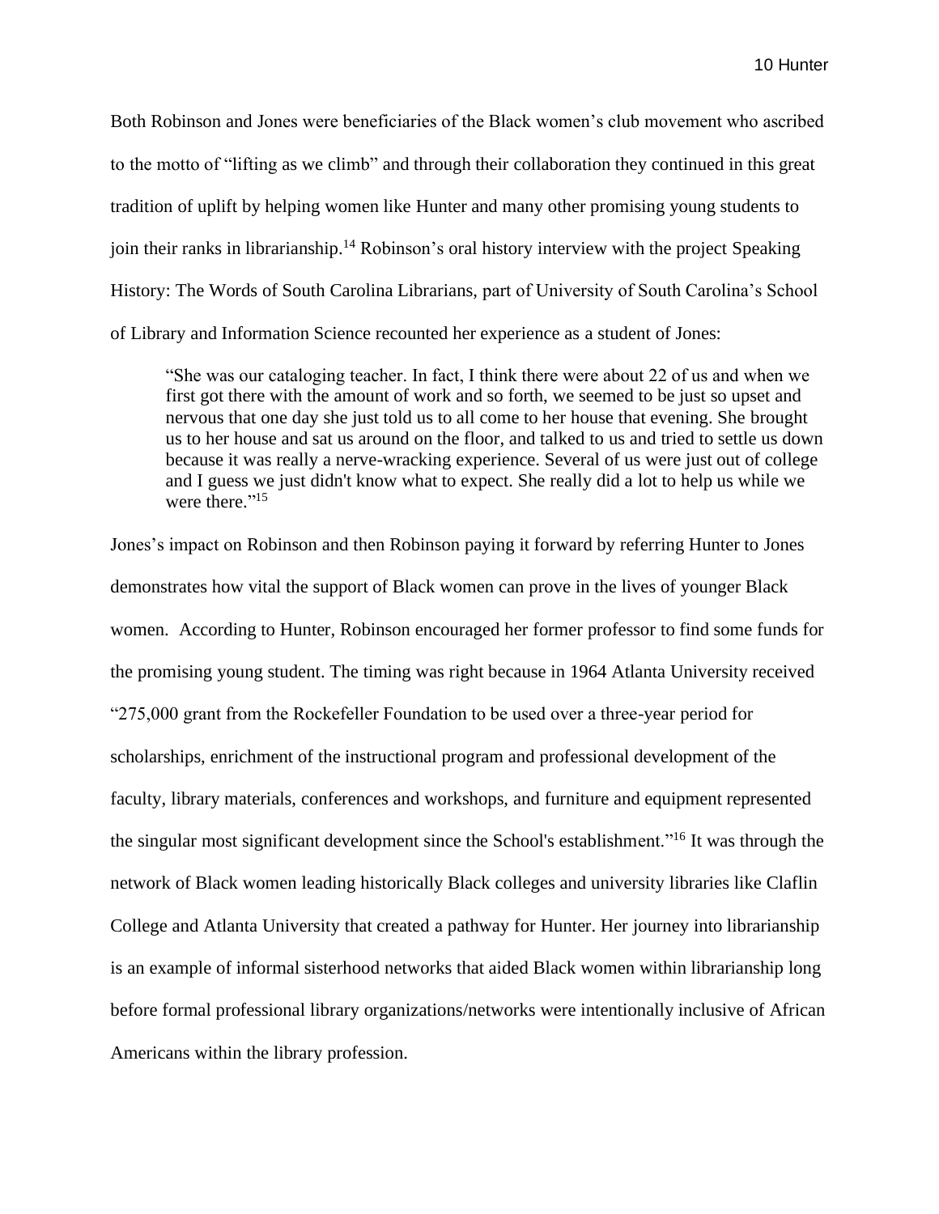Both Robinson and Jones were beneficiaries of the Black women's club movement who ascribed to the motto of "lifting as we climb" and through their collaboration they continued in this great tradition of uplift by helping women like Hunter and many other promising young students to join their ranks in librarianship.[14] Robinson's oral history interview with the project Speaking History: The Words of South Carolina Librarians, part of University of South Carolina's School of Library and Information Science recounted her experience as a student of Jones:

> "She was our cataloging teacher. In fact, I think there were about 22 of us and when we first got there with the amount of work and so forth, we seemed to be just so upset and nervous that one day she just told us to all come to her house that evening. She brought us to her house and sat us around on the floor, and talked to us and tried to settle us down because it was really a nerve-wracking experience. Several of us were just out of college and I guess we just didn't know what to expect. She really did a lot to help us while we were there."[15]

Jones's impact on Robinson and then Robinson paying it forward by referring Hunter to Jones demonstrates how vital the support of Black women can prove in the lives of younger Black women. According to Hunter, Robinson encouraged her former professor to find some funds for the promising young student. The timing was right because in 1964 Atlanta University received "275,000 grant from the Rockefeller Foundation to be used over a three-year period for scholarships, enrichment of the instructional program and professional development of the faculty, library materials, conferences and workshops, and furniture and equipment represented the singular most significant development since the School's establishment."[16] It was through the network of Black women leading historically Black colleges and university libraries like Claflin College and Atlanta University that created a pathway for Hunter. Her journey into librarianship is an example of informal sisterhood networks that aided Black women within librarianship long before formal professional library organizations/networks were intentionally inclusive of African Americans within the library profession.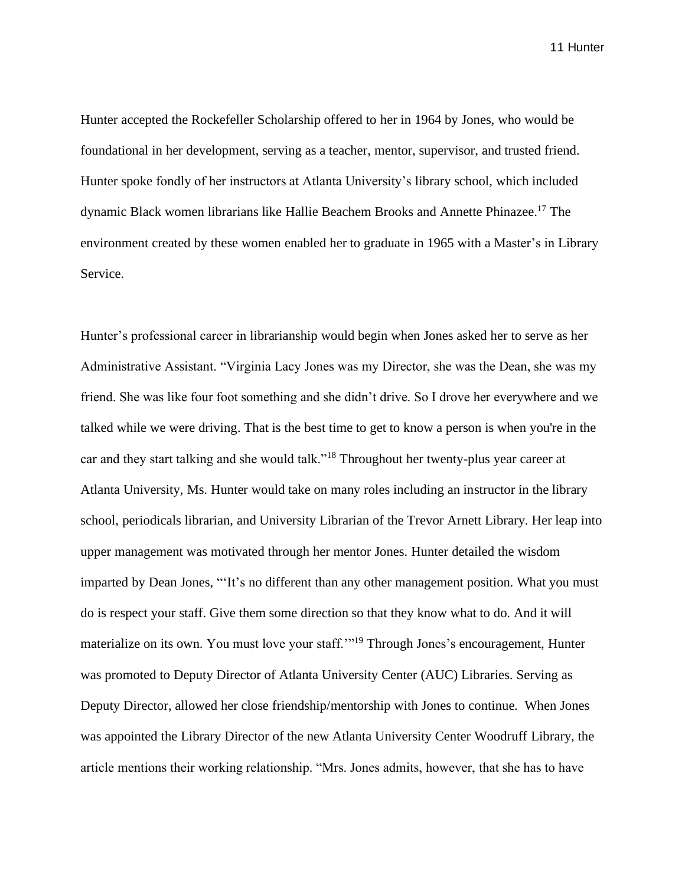Hunter accepted the Rockefeller Scholarship offered to her in 1964 by Jones, who would be foundational in her development, serving as a teacher, mentor, supervisor, and trusted friend. Hunter spoke fondly of her instructors at Atlanta University's library school, which included dynamic Black women librarians like Hallie Beachem Brooks and Annette Phinazee.[17] The environment created by these women enabled her to graduate in 1965 with a Master's in Library Service.

Hunter's professional career in librarianship would begin when Jones asked her to serve as her Administrative Assistant. "Virginia Lacy Jones was my Director, she was the Dean, she was my friend. She was like four foot something and she didn't drive. So I drove her everywhere and we talked while we were driving. That is the best time to get to know a person is when you're in the car and they start talking and she would talk."[18] Throughout her twenty-plus year career at Atlanta University, Ms. Hunter would take on many roles including an instructor in the library school, periodicals librarian, and University Librarian of the Trevor Arnett Library. Her leap into upper management was motivated through her mentor Jones. Hunter detailed the wisdom imparted by Dean Jones, "'It's no different than any other management position. What you must do is respect your staff. Give them some direction so that they know what to do. And it will materialize on its own. You must love your staff.'"[19] Through Jones's encouragement, Hunter was promoted to Deputy Director of Atlanta University Center (AUC) Libraries. Serving as Deputy Director, allowed her close friendship/mentorship with Jones to continue. When Jones was appointed the Library Director of the new Atlanta University Center Woodruff Library, the article mentions their working relationship. "Mrs. Jones admits, however, that she has to have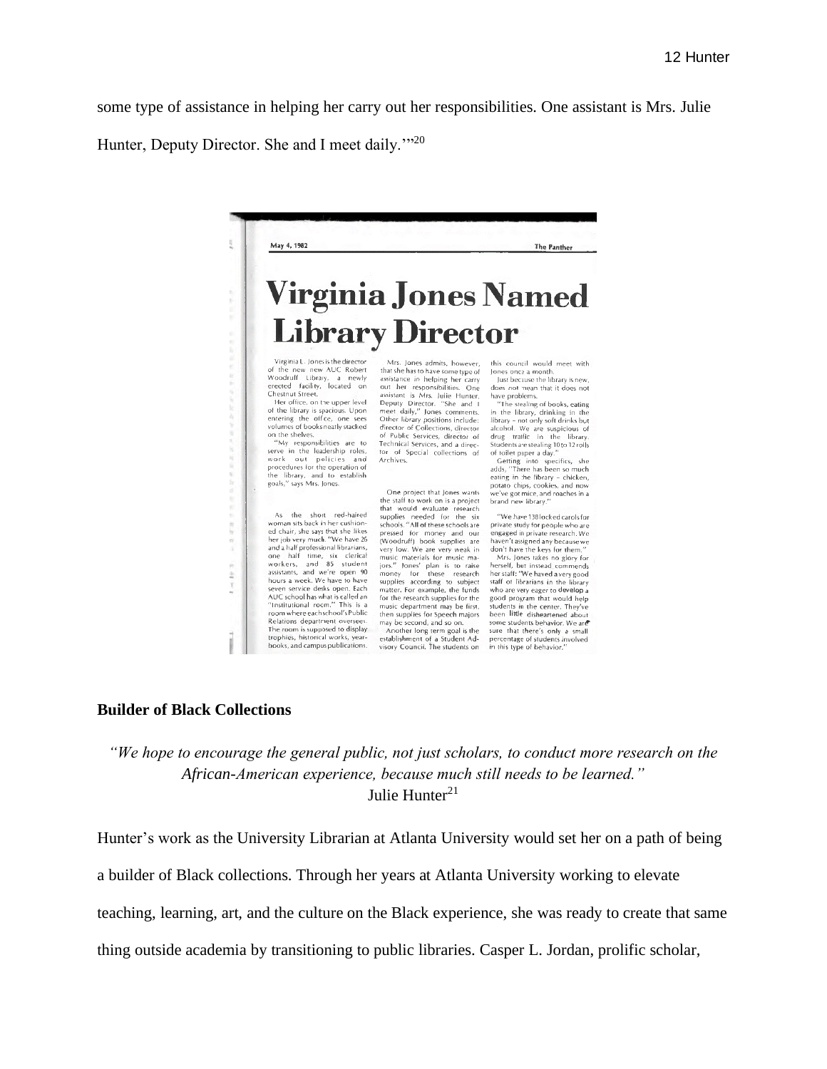some type of assistance in helping her carry out her responsibilities. One assistant is Mrs. Julie Hunter, Deputy Director. She and I meet daily.'"[20]

May 4, 1982 — The Panther

# Virginia Jones Named Library Director

Virginia L. Jones is the director of the new new AUC Robert Woodruff Library, a newly erected facility, located on Chestnut Street.

Her office, on the upper level of the library is spacious. Upon entering the office, one sees volumes of books neatly stacked on the shelves.

"My responsibilities are to serve in the leadership roles, work out policies and procedures for the operation of the library, and to establish goals," says Mrs. Jones.

As the short red-haired woman sits back in her cushioned chair, she says that she likes her job very much. "We have 26 and a half professional librarians, one half time, six clerical workers, and 85 student assistants, and we're open 90 hours a week. We have to have seven service desks open. Each AUC school has what is called an "Institutional room." This is a room where each school's Public Relations department oversees. The room is supposed to display trophies, historical works, yearbooks, and campus publications.

Mrs. Jones admits, however, that she has to have some type of assistance in helping her carry out her responsibilities. One assistant is Mrs. Julie Hunter, Deputy Director. "She and I meet daily," Jones comments. Other library positions include: director of Collections, director of Public Services, director of Technical Services, and a director of Special collections of Archives.

One project that Jones wants the staff to work on is a project that would evaluate research supplies needed for the six schools. "All of these schools are pressed for money and our (Woodruff) book supplies are very low. We are very weak in music materials for music majors." Jones' plan is to raise money for these research supplies according to subject matter. For example, the funds for the research supplies for the music department may be first, then supplies for Speech majors may be second, and so on.

Another long term goal is the establishment of a Student Advisory Council. The students on this council would meet with Jones once a month.

Just because the library is new, does not mean that it does not have problems.

"The stealing of books, eating in the library, drinking in the library – not only soft drinks but alcohol. We are suspicious of drug traffic in the library. Students are stealing 10 to 12 rolls of toilet paper a day."

Getting into specifics, she adds, "There has been so much eating in the library – chicken, potato chips, cookies, and now we've got mice, and roaches in a brand new library."

"We have 138 locked carols for private study for people who are engaged in private research. We haven't assigned any because we don't have the keys for them."

Mrs. Jones takes no glory for herself, but instead commends her staff: "We have a very good staff of librarians in the library who are very eager to develop a good program that would help students in the center. They've been little disheartened about some students behavior. We are sure that there's only a small percentage of students involved in this type of behavior."

## Builder of Black Collections

*"We hope to encourage the general public, not just scholars, to conduct more research on the African-American experience, because much still needs to be learned."*
Julie Hunter[21]

Hunter's work as the University Librarian at Atlanta University would set her on a path of being a builder of Black collections. Through her years at Atlanta University working to elevate teaching, learning, art, and the culture on the Black experience, she was ready to create that same thing outside academia by transitioning to public libraries. Casper L. Jordan, prolific scholar,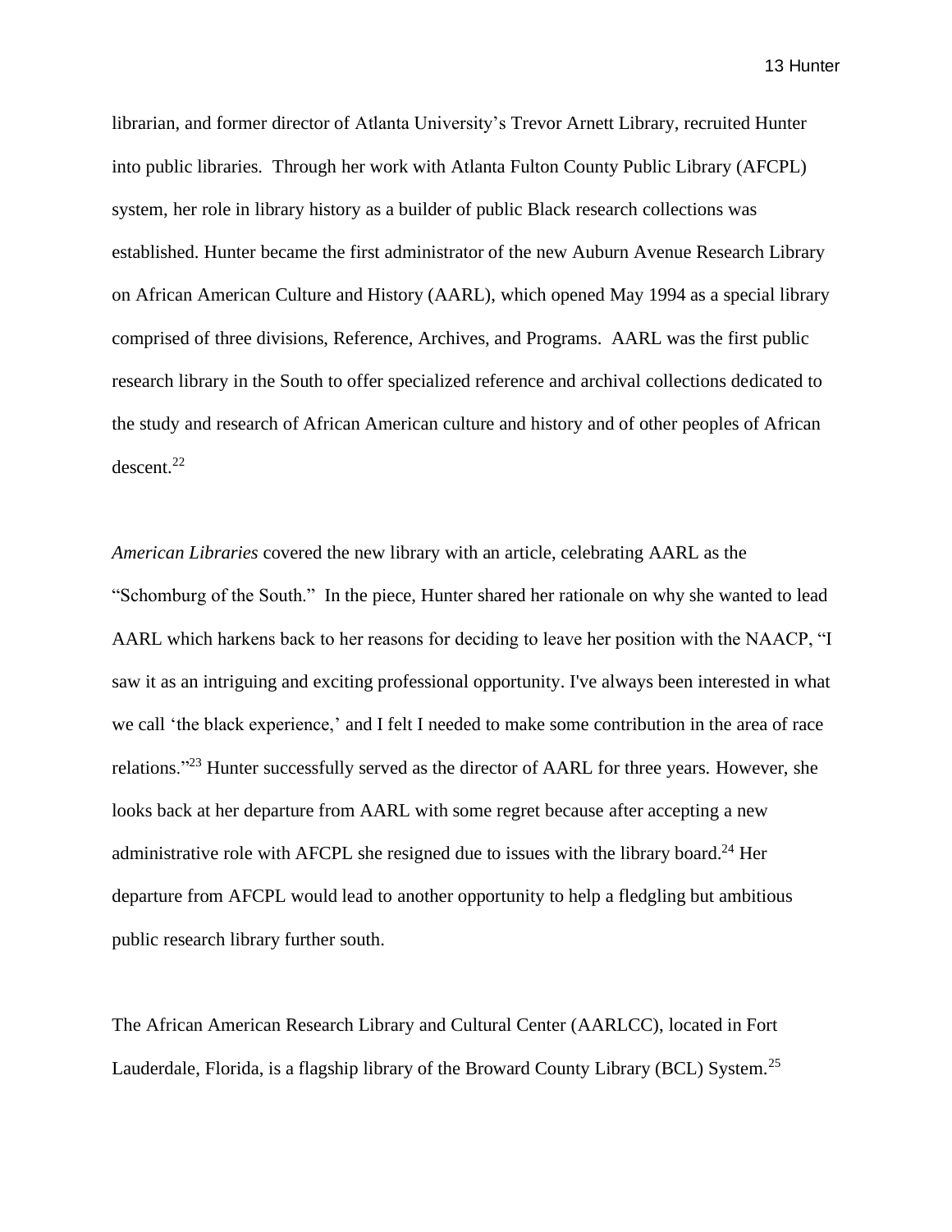librarian, and former director of Atlanta University's Trevor Arnett Library, recruited Hunter into public libraries. Through her work with Atlanta Fulton County Public Library (AFCPL) system, her role in library history as a builder of public Black research collections was established. Hunter became the first administrator of the new Auburn Avenue Research Library on African American Culture and History (AARL), which opened May 1994 as a special library comprised of three divisions, Reference, Archives, and Programs. AARL was the first public research library in the South to offer specialized reference and archival collections dedicated to the study and research of African American culture and history and of other peoples of African descent.[22]

*American Libraries* covered the new library with an article, celebrating AARL as the "Schomburg of the South." In the piece, Hunter shared her rationale on why she wanted to lead AARL which harkens back to her reasons for deciding to leave her position with the NAACP, "I saw it as an intriguing and exciting professional opportunity. I've always been interested in what we call 'the black experience,' and I felt I needed to make some contribution in the area of race relations."[23] Hunter successfully served as the director of AARL for three years. However, she looks back at her departure from AARL with some regret because after accepting a new administrative role with AFCPL she resigned due to issues with the library board.[24] Her departure from AFCPL would lead to another opportunity to help a fledgling but ambitious public research library further south.

The African American Research Library and Cultural Center (AARLCC), located in Fort Lauderdale, Florida, is a flagship library of the Broward County Library (BCL) System.[25]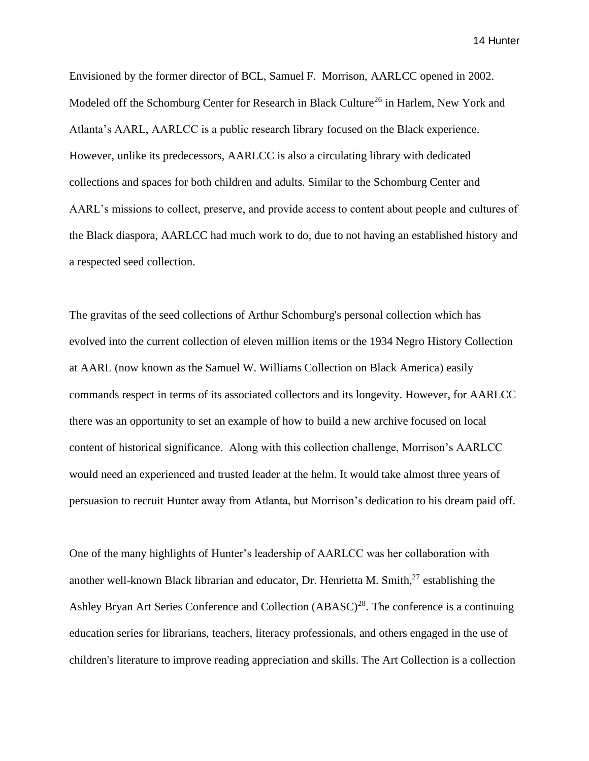Envisioned by the former director of BCL, Samuel F. Morrison, AARLCC opened in 2002. Modeled off the Schomburg Center for Research in Black Culture[26] in Harlem, New York and Atlanta's AARL, AARLCC is a public research library focused on the Black experience. However, unlike its predecessors, AARLCC is also a circulating library with dedicated collections and spaces for both children and adults. Similar to the Schomburg Center and AARL's missions to collect, preserve, and provide access to content about people and cultures of the Black diaspora, AARLCC had much work to do, due to not having an established history and a respected seed collection.

The gravitas of the seed collections of Arthur Schomburg's personal collection which has evolved into the current collection of eleven million items or the 1934 Negro History Collection at AARL (now known as the Samuel W. Williams Collection on Black America) easily commands respect in terms of its associated collectors and its longevity. However, for AARLCC there was an opportunity to set an example of how to build a new archive focused on local content of historical significance. Along with this collection challenge, Morrison's AARLCC would need an experienced and trusted leader at the helm. It would take almost three years of persuasion to recruit Hunter away from Atlanta, but Morrison's dedication to his dream paid off.

One of the many highlights of Hunter's leadership of AARLCC was her collaboration with another well-known Black librarian and educator, Dr. Henrietta M. Smith,[27] establishing the Ashley Bryan Art Series Conference and Collection (ABASC)[28]. The conference is a continuing education series for librarians, teachers, literacy professionals, and others engaged in the use of children's literature to improve reading appreciation and skills. The Art Collection is a collection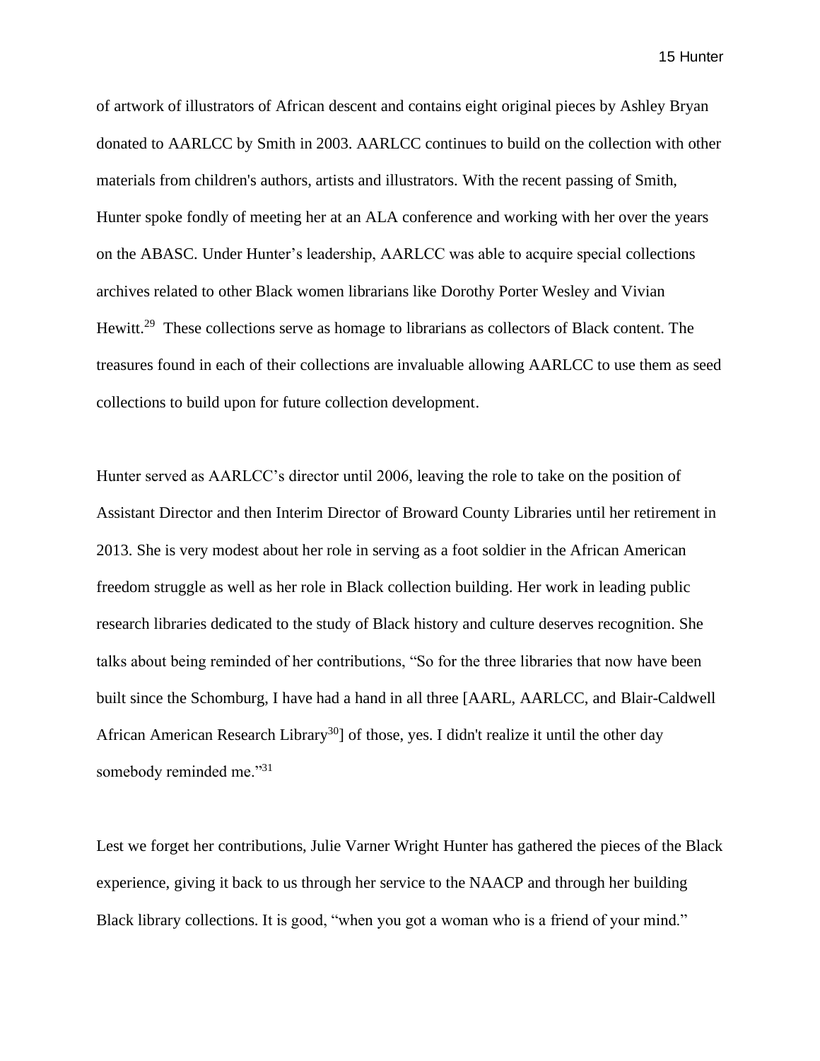of artwork of illustrators of African descent and contains eight original pieces by Ashley Bryan donated to AARLCC by Smith in 2003. AARLCC continues to build on the collection with other materials from children's authors, artists and illustrators. With the recent passing of Smith, Hunter spoke fondly of meeting her at an ALA conference and working with her over the years on the ABASC. Under Hunter's leadership, AARLCC was able to acquire special collections archives related to other Black women librarians like Dorothy Porter Wesley and Vivian Hewitt.[29] These collections serve as homage to librarians as collectors of Black content. The treasures found in each of their collections are invaluable allowing AARLCC to use them as seed collections to build upon for future collection development.

Hunter served as AARLCC's director until 2006, leaving the role to take on the position of Assistant Director and then Interim Director of Broward County Libraries until her retirement in 2013. She is very modest about her role in serving as a foot soldier in the African American freedom struggle as well as her role in Black collection building. Her work in leading public research libraries dedicated to the study of Black history and culture deserves recognition. She talks about being reminded of her contributions, "So for the three libraries that now have been built since the Schomburg, I have had a hand in all three [AARL, AARLCC, and Blair-Caldwell African American Research Library[30]] of those, yes. I didn't realize it until the other day somebody reminded me."[31]

Lest we forget her contributions, Julie Varner Wright Hunter has gathered the pieces of the Black experience, giving it back to us through her service to the NAACP and through her building Black library collections. It is good, "when you got a woman who is a friend of your mind."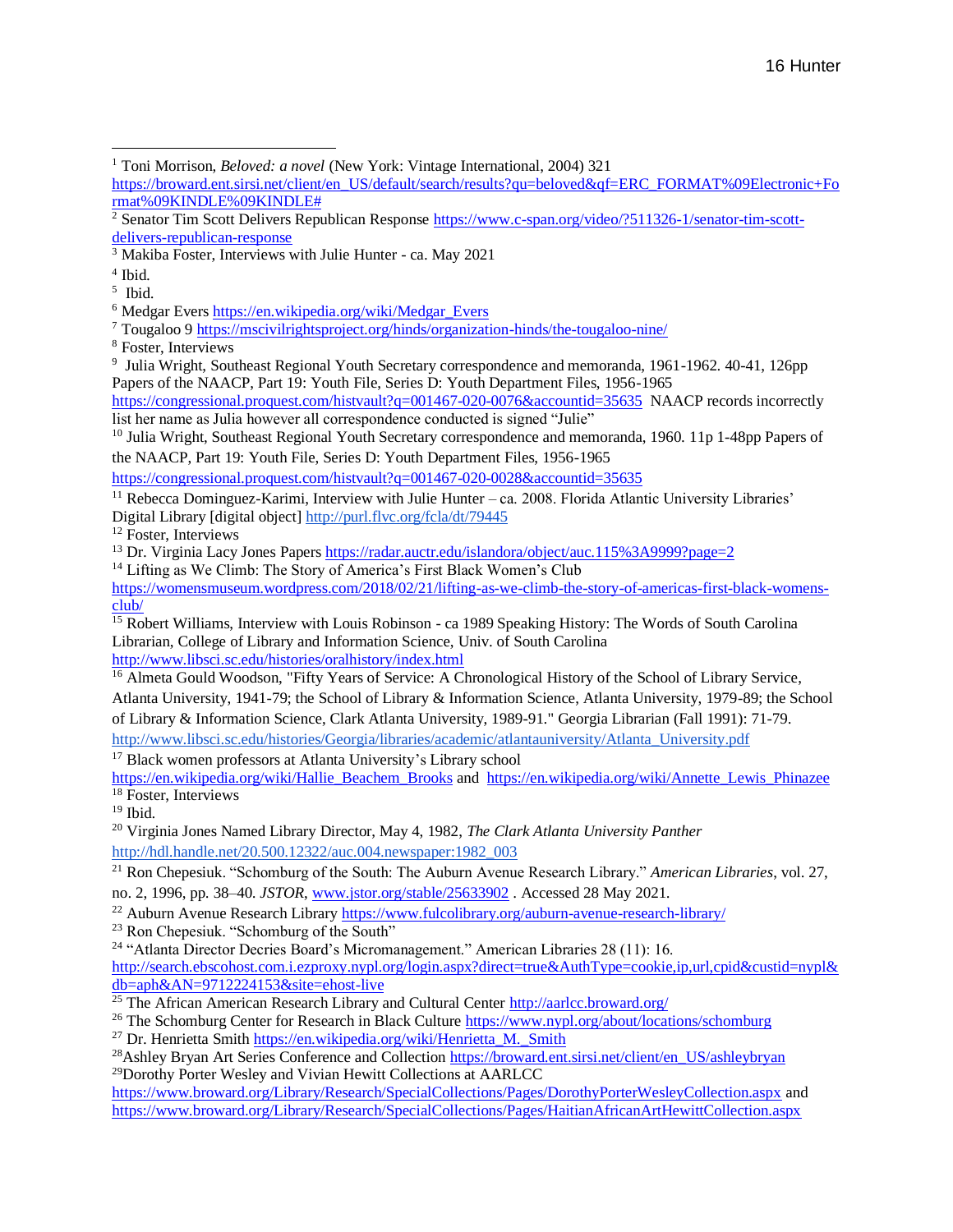[1] Toni Morrison, *Beloved: a novel* (New York: Vintage International, 2004) 321 https://broward.ent.sirsi.net/client/en_US/default/search/results?qu=beloved&qf=ERC_FORMAT%09Electronic+Format%09KINDLE%09KINDLE#

[2] Senator Tim Scott Delivers Republican Response https://www.c-span.org/video/?511326-1/senator-tim-scott-delivers-republican-response

[3] Makiba Foster, Interviews with Julie Hunter - ca. May 2021

[4] Ibid.

[5] Ibid.

[6] Medgar Evers https://en.wikipedia.org/wiki/Medgar_Evers

[7] Tougaloo 9 https://mscivilrightsproject.org/hinds/organization-hinds/the-tougaloo-nine/

[8] Foster, Interviews

[9] Julia Wright, Southeast Regional Youth Secretary correspondence and memoranda, 1961-1962. 40-41, 126pp Papers of the NAACP, Part 19: Youth File, Series D: Youth Department Files, 1956-1965 https://congressional.proquest.com/histvault?q=001467-020-0076&accountid=35635 NAACP records incorrectly list her name as Julia however all correspondence conducted is signed "Julie"

[10] Julia Wright, Southeast Regional Youth Secretary correspondence and memoranda, 1960. 11p 1-48pp Papers of the NAACP, Part 19: Youth File, Series D: Youth Department Files, 1956-1965 https://congressional.proquest.com/histvault?q=001467-020-0028&accountid=35635

[11] Rebecca Dominguez-Karimi, Interview with Julie Hunter – ca. 2008. Florida Atlantic University Libraries' Digital Library [digital object] http://purl.flvc.org/fcla/dt/79445

[12] Foster, Interviews

[13] Dr. Virginia Lacy Jones Papers https://radar.auctr.edu/islandora/object/auc.115%3A9999?page=2

[14] Lifting as We Climb: The Story of America's First Black Women's Club https://womensmuseum.wordpress.com/2018/02/21/lifting-as-we-climb-the-story-of-americas-first-black-womens-club/

[15] Robert Williams, Interview with Louis Robinson - ca 1989 Speaking History: The Words of South Carolina Librarian, College of Library and Information Science, Univ. of South Carolina http://www.libsci.sc.edu/histories/oralhistory/index.html

[16] Almeta Gould Woodson, "Fifty Years of Service: A Chronological History of the School of Library Service, Atlanta University, 1941-79; the School of Library & Information Science, Atlanta University, 1979-89; the School of Library & Information Science, Clark Atlanta University, 1989-91." Georgia Librarian (Fall 1991): 71-79. http://www.libsci.sc.edu/histories/Georgia/libraries/academic/atlantauniversity/Atlanta_University.pdf

[17] Black women professors at Atlanta University's Library school https://en.wikipedia.org/wiki/Hallie_Beachem_Brooks and https://en.wikipedia.org/wiki/Annette_Lewis_Phinazee

[18] Foster, Interviews

[19] Ibid.

[20] Virginia Jones Named Library Director, May 4, 1982, *The Clark Atlanta University Panther* http://hdl.handle.net/20.500.12322/auc.004.newspaper:1982_003

[21] Ron Chepesiuk. "Schomburg of the South: The Auburn Avenue Research Library." *American Libraries*, vol. 27, no. 2, 1996, pp. 38–40. *JSTOR*, www.jstor.org/stable/25633902 . Accessed 28 May 2021.

[22] Auburn Avenue Research Library https://www.fulcolibrary.org/auburn-avenue-research-library/

[23] Ron Chepesiuk. "Schomburg of the South"

[24] "Atlanta Director Decries Board's Micromanagement." American Libraries 28 (11): 16. http://search.ebscohost.com.i.ezproxy.nypl.org/login.aspx?direct=true&AuthType=cookie,ip,url,cpid&custid=nypl&db=aph&AN=9712224153&site=ehost-live

[25] The African American Research Library and Cultural Center http://aarlcc.broward.org/

[26] The Schomburg Center for Research in Black Culture https://www.nypl.org/about/locations/schomburg

[27] Dr. Henrietta Smith https://en.wikipedia.org/wiki/Henrietta_M._Smith

[28] Ashley Bryan Art Series Conference and Collection https://broward.ent.sirsi.net/client/en_US/ashleybryan

[29] Dorothy Porter Wesley and Vivian Hewitt Collections at AARLCC https://www.broward.org/Library/Research/SpecialCollections/Pages/DorothyPorterWesleyCollection.aspx and https://www.broward.org/Library/Research/SpecialCollections/Pages/HaitianAfricanArtHewittCollection.aspx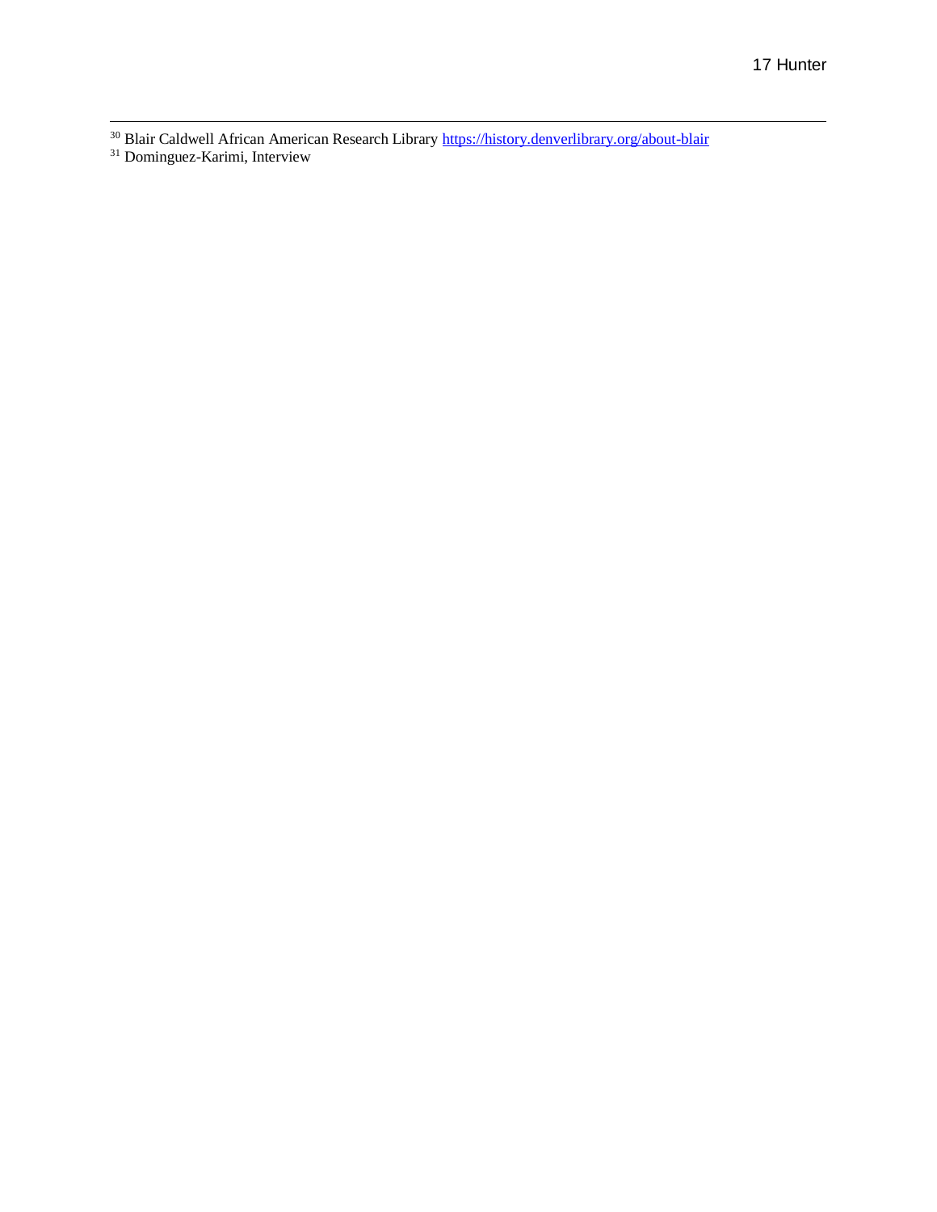[30] Blair Caldwell African American Research Library https://history.denverlibrary.org/about-blair

[31] Dominguez-Karimi, Interview